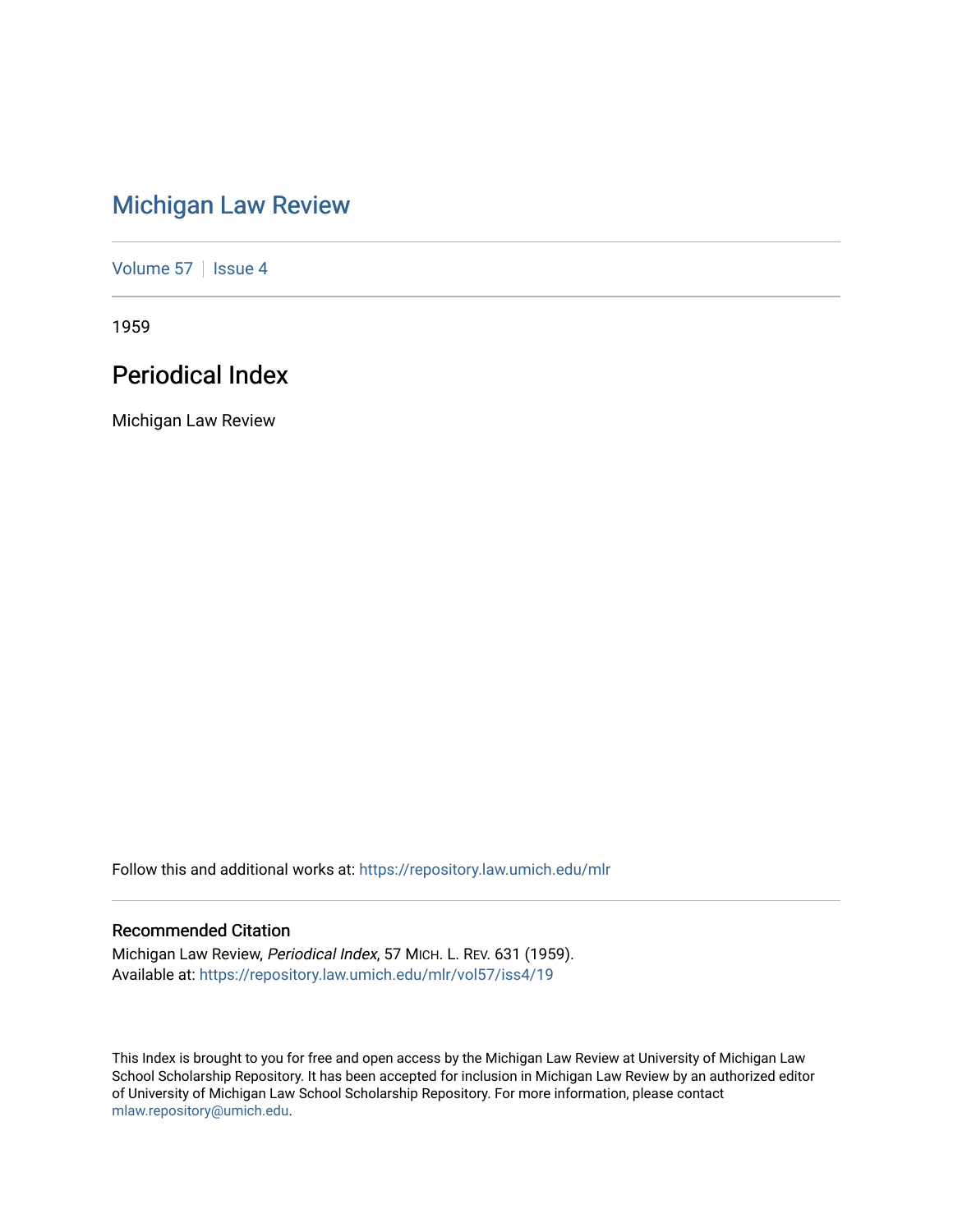# Michigan Law Review

Volume 57 | Issue 4

1959

## Periodical Index

Michigan Law Review

Follow this and additional works at: https://repository.law.umich.edu/mlr

### Recommended Citation

Michigan Law Review, *Periodical Index*, 57 MICH. L. REV. 631 (1959).
Available at: https://repository.law.umich.edu/mlr/vol57/iss4/19

This Index is brought to you for free and open access by the Michigan Law Review at University of Michigan Law School Scholarship Repository. It has been accepted for inclusion in Michigan Law Review by an authorized editor of University of Michigan Law School Scholarship Repository. For more information, please contact mlaw.repository@umich.edu.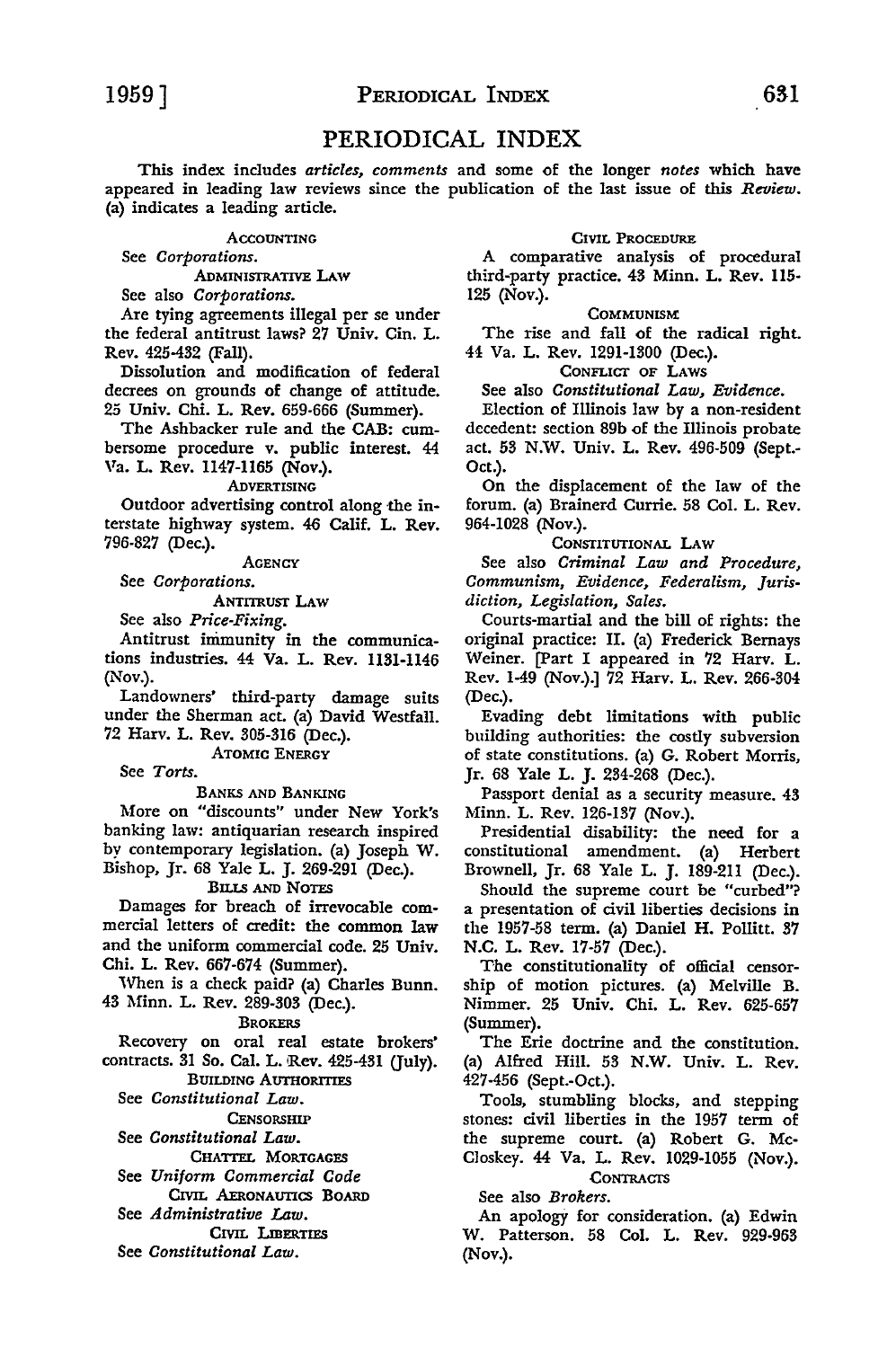# PERIODICAL INDEX

This index includes *articles, comments* and some of the longer *notes* which have appeared in leading law reviews since the publication of the last issue of this *Review*. (a) indicates a leading article.

### ACCOUNTING

See *Corporations*.

### ADMINISTRATIVE LAW

See also *Corporations*.

Are tying agreements illegal per se under the federal antitrust laws? 27 Univ. Cin. L. Rev. 425-432 (Fall).

Dissolution and modification of federal decrees on grounds of change of attitude. 25 Univ. Chi. L. Rev. 659-666 (Summer).

The Ashbacker rule and the CAB: cumbersome procedure v. public interest. 44 Va. L. Rev. 1147-1165 (Nov.).

### ADVERTISING

Outdoor advertising control along the interstate highway system. 46 Calif. L. Rev. 796-827 (Dec.).

### AGENCY

See *Corporations*.

### ANTITRUST LAW

See also *Price-Fixing*.

Antitrust immunity in the communications industries. 44 Va. L. Rev. 1131-1146 (Nov.).

Landowners' third-party damage suits under the Sherman act. (a) David Westfall. 72 Harv. L. Rev. 305-316 (Dec.).

### ATOMIC ENERGY

See *Torts*.

### BANKS AND BANKING

More on "discounts" under New York's banking law: antiquarian research inspired by contemporary legislation. (a) Joseph W. Bishop, Jr. 68 Yale L. J. 269-291 (Dec.).

### BILLS AND NOTES

Damages for breach of irrevocable commercial letters of credit: the common law and the uniform commercial code. 25 Univ. Chi. L. Rev. 667-674 (Summer).

When is a check paid? (a) Charles Bunn. 43 Minn. L. Rev. 289-303 (Dec.).

### BROKERS

Recovery on oral real estate brokers' contracts. 31 So. Cal. L. Rev. 425-431 (July).

### BUILDING AUTHORITIES

See *Constitutional Law*.

### CENSORSHIP

See *Constitutional Law*.

### CHATTEL MORTGAGES

See *Uniform Commercial Code*

### CIVIL AERONAUTICS BOARD

See *Administrative Law*.

### CIVIL LIBERTIES

See *Constitutional Law*.

### CIVIL PROCEDURE

A comparative analysis of procedural third-party practice. 43 Minn. L. Rev. 115-125 (Nov.).

### COMMUNISM

The rise and fall of the radical right. 44 Va. L. Rev. 1291-1300 (Dec.).

### CONFLICT OF LAWS

See also *Constitutional Law, Evidence*.

Election of Illinois law by a non-resident decedent: section 89b of the Illinois probate act. 53 N.W. Univ. L. Rev. 496-509 (Sept.-Oct.).

On the displacement of the law of the forum. (a) Brainerd Currie. 58 Col. L. Rev. 964-1028 (Nov.).

### CONSTITUTIONAL LAW

See also *Criminal Law and Procedure, Communism, Evidence, Federalism, Jurisdiction, Legislation, Sales*.

Courts-martial and the bill of rights: the original practice: II. (a) Frederick Bernays Weiner. [Part I appeared in 72 Harv. L. Rev. 1-49 (Nov.).] 72 Harv. L. Rev. 266-304 (Dec.).

Evading debt limitations with public building authorities: the costly subversion of state constitutions. (a) G. Robert Morris, Jr. 68 Yale L. J. 234-268 (Dec.).

Passport denial as a security measure. 43 Minn. L. Rev. 126-137 (Nov.).

Presidential disability: the need for a constitutional amendment. (a) Herbert Brownell, Jr. 68 Yale L. J. 189-211 (Dec.).

Should the supreme court be "curbed"? a presentation of civil liberties decisions in the 1957-58 term. (a) Daniel H. Pollitt. 37 N.C. L. Rev. 17-57 (Dec.).

The constitutionality of official censorship of motion pictures. (a) Melville B. Nimmer. 25 Univ. Chi. L. Rev. 625-657 (Summer).

The Erie doctrine and the constitution. (a) Alfred Hill. 53 N.W. Univ. L. Rev. 427-456 (Sept.-Oct.).

Tools, stumbling blocks, and stepping stones: civil liberties in the 1957 term of the supreme court. (a) Robert G. McCloskey. 44 Va. L. Rev. 1029-1055 (Nov.).

### CONTRACTS

See also *Brokers*.

An apology for consideration. (a) Edwin W. Patterson. 58 Col. L. Rev. 929-963 (Nov.).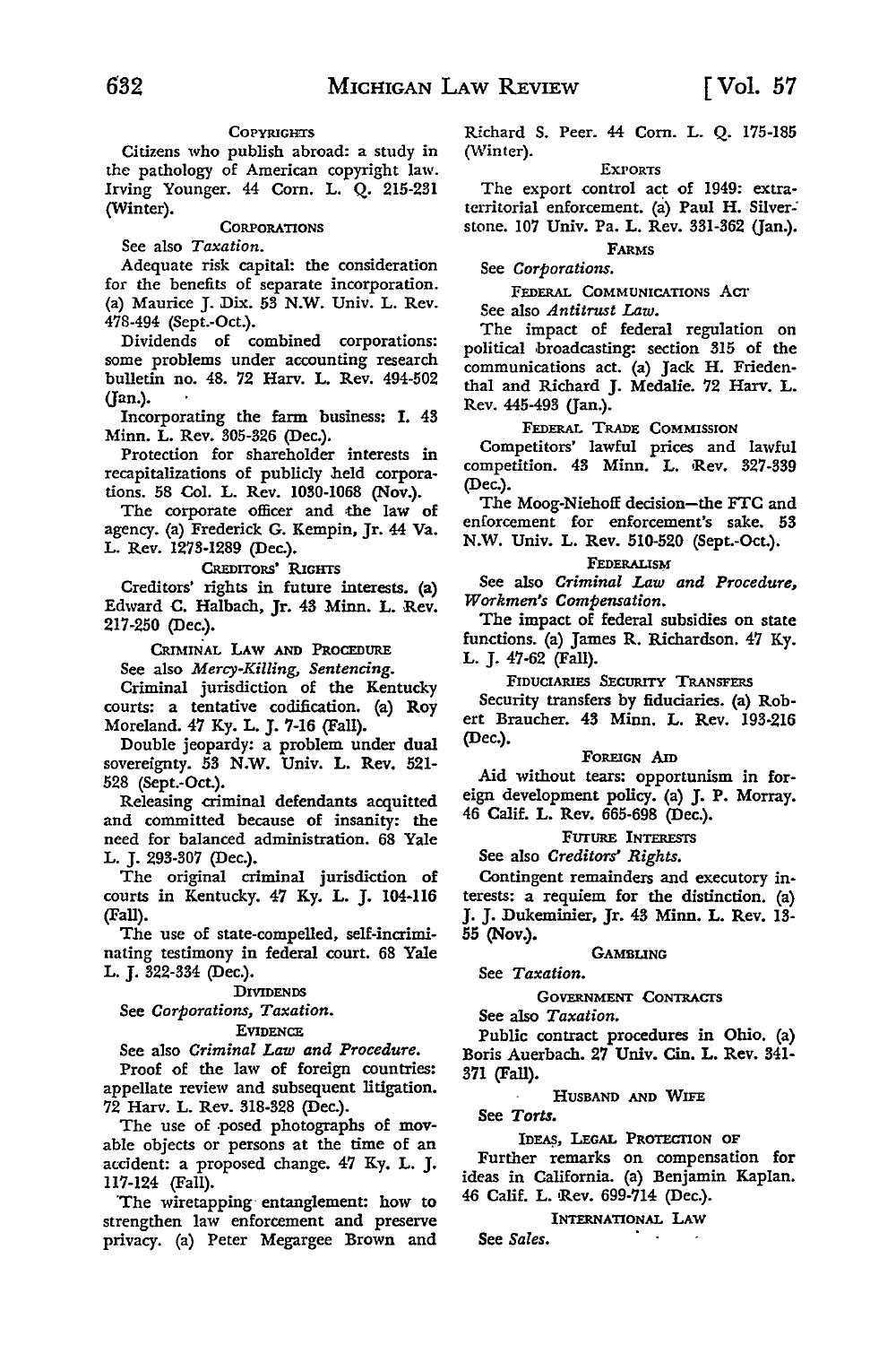COPYRIGHTS

Citizens who publish abroad: a study in the pathology of American copyright law. Irving Younger. 44 Corn. L. Q. 215-231 (Winter).

CORPORATIONS

See also *Taxation.*

Adequate risk capital: the consideration for the benefits of separate incorporation. (a) Maurice J. Dix. 53 N.W. Univ. L. Rev. 478-494 (Sept.-Oct.).

Dividends of combined corporations: some problems under accounting research bulletin no. 48. 72 Harv. L. Rev. 494-502 (Jan.).

Incorporating the farm business: I. 43 Minn. L. Rev. 305-326 (Dec.).

Protection for shareholder interests in recapitalizations of publicly held corporations. 58 Col. L. Rev. 1030-1068 (Nov.).

The corporate officer and the law of agency. (a) Frederick G. Kempin, Jr. 44 Va. L. Rev. 1273-1289 (Dec.).

CREDITORS' RIGHTS

Creditors' rights in future interests. (a) Edward C. Halbach, Jr. 43 Minn. L. Rev. 217-250 (Dec.).

CRIMINAL LAW AND PROCEDURE

See also *Mercy-Killing, Sentencing.*

Criminal jurisdiction of the Kentucky courts: a tentative codification. (a) Roy Moreland. 47 Ky. L. J. 7-16 (Fall).

Double jeopardy: a problem under dual sovereignty. 53 N.W. Univ. L. Rev. 521-528 (Sept.-Oct.).

Releasing criminal defendants acquitted and committed because of insanity: the need for balanced administration. 68 Yale L. J. 293-307 (Dec.).

The original criminal jurisdiction of courts in Kentucky. 47 Ky. L. J. 104-116 (Fall).

The use of state-compelled, self-incriminating testimony in federal court. 68 Yale L. J. 322-334 (Dec.).

DIVIDENDS

See *Corporations, Taxation.*

EVIDENCE

See also *Criminal Law and Procedure.*

Proof of the law of foreign countries: appellate review and subsequent litigation. 72 Harv. L. Rev. 318-328 (Dec.).

The use of posed photographs of movable objects or persons at the time of an accident: a proposed change. 47 Ky. L. J. 117-124 (Fall).

The wiretapping entanglement: how to strengthen law enforcement and preserve privacy. (a) Peter Megargee Brown and Richard S. Peer. 44 Corn. L. Q. 175-185 (Winter).

EXPORTS

The export control act of 1949: extraterritorial enforcement. (a) Paul H. Silverstone. 107 Univ. Pa. L. Rev. 331-362 (Jan.).

FARMS

See *Corporations.*

FEDERAL COMMUNICATIONS ACT

See also *Antitrust Law.*

The impact of federal regulation on political broadcasting: section 315 of the communications act. (a) Jack H. Friedenthal and Richard J. Medalie. 72 Harv. L. Rev. 445-493 (Jan.).

FEDERAL TRADE COMMISSION

Competitors' lawful prices and lawful competition. 43 Minn. L. Rev. 327-339 (Dec.).

The Moog-Niehoff decision—the FTC and enforcement for enforcement's sake. 53 N.W. Univ. L. Rev. 510-520 (Sept.-Oct.).

FEDERALISM

See also *Criminal Law and Procedure, Workmen's Compensation.*

The impact of federal subsidies on state functions. (a) James R. Richardson. 47 Ky. L. J. 47-62 (Fall).

FIDUCIARIES SECURITY TRANSFERS

Security transfers by fiduciaries. (a) Robert Braucher. 43 Minn. L. Rev. 193-216 (Dec.).

FOREIGN AID

Aid without tears: opportunism in foreign development policy. (a) J. P. Morray. 46 Calif. L. Rev. 665-698 (Dec.).

FUTURE INTERESTS

See also *Creditors' Rights.*

Contingent remainders and executory interests: a requiem for the distinction. (a) J. J. Dukeminier, Jr. 43 Minn. L. Rev. 13-55 (Nov.).

GAMBLING

See *Taxation.*

GOVERNMENT CONTRACTS

See also *Taxation.*

Public contract procedures in Ohio. (a) Boris Auerbach. 27 Univ. Cin. L. Rev. 341-371 (Fall).

HUSBAND AND WIFE

See *Torts.*

IDEAS, LEGAL PROTECTION OF

Further remarks on compensation for ideas in California. (a) Benjamin Kaplan. 46 Calif. L. Rev. 699-714 (Dec.).

INTERNATIONAL LAW

See *Sales.*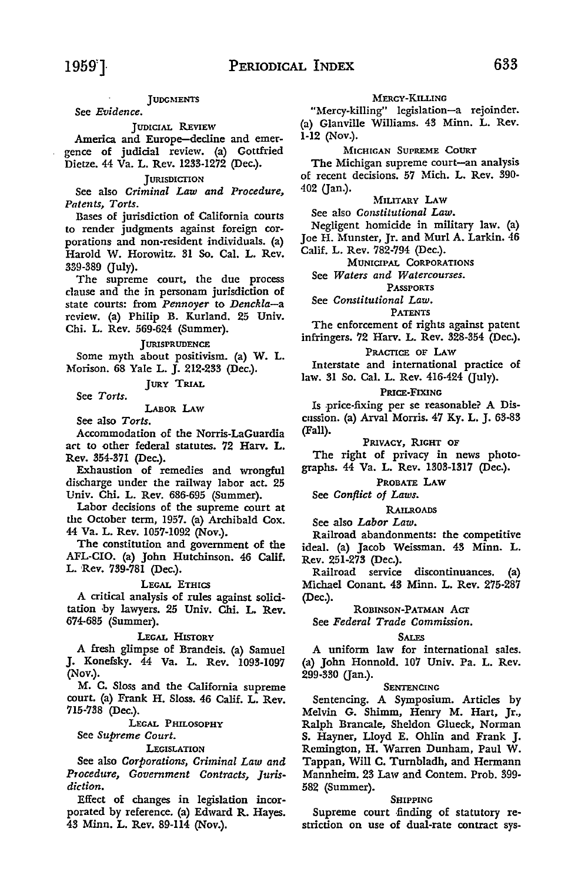### JUDGMENTS

See *Evidence*.

### JUDICIAL REVIEW

America and Europe—decline and emergence of judicial review. (a) Gottfried Dietze. 44 Va. L. Rev. 1233-1272 (Dec.).

### JURISDICTION

See also *Criminal Law and Procedure, Patents, Torts.*

Bases of jurisdiction of California courts to render judgments against foreign corporations and non-resident individuals. (a) Harold W. Horowitz. 31 So. Cal. L. Rev. 339-389 (July).

The supreme court, the due process clause and the in personam jurisdiction of state courts: from *Pennoyer* to *Denckla*—a review. (a) Philip B. Kurland. 25 Univ. Chi. L. Rev. 569-624 (Summer).

### JURISPRUDENCE

Some myth about positivism. (a) W. L. Morison. 68 Yale L. J. 212-233 (Dec.).

### JURY TRIAL

See *Torts.*

### LABOR LAW

See also *Torts.*

Accommodation of the Norris-LaGuardia act to other federal statutes. 72 Harv. L. Rev. 354-371 (Dec.).

Exhaustion of remedies and wrongful discharge under the railway labor act. 25 Univ. Chi. L. Rev. 686-695 (Summer).

Labor decisions of the supreme court at the October term, 1957. (a) Archibald Cox. 44 Va. L. Rev. 1057-1092 (Nov.).

The constitution and government of the AFL-CIO. (a) John Hutchinson. 46 Calif. L. Rev. 739-781 (Dec.).

### LEGAL ETHICS

A critical analysis of rules against solicitation by lawyers. 25 Univ. Chi. L. Rev. 674-685 (Summer).

### LEGAL HISTORY

A fresh glimpse of Brandeis. (a) Samuel J. Konefsky. 44 Va. L. Rev. 1093-1097 (Nov.).

M. C. Sloss and the California supreme court. (a) Frank H. Sloss. 46 Calif. L. Rev. 715-738 (Dec.).

### LEGAL PHILOSOPHY

See *Supreme Court.*

### LEGISLATION

See also *Corporations, Criminal Law and Procedure, Government Contracts, Jurisdiction.*

Effect of changes in legislation incorporated by reference. (a) Edward R. Hayes. 43 Minn. L. Rev. 89-114 (Nov.).

### MERCY-KILLING

"Mercy-killing" legislation—a rejoinder. (a) Glanville Williams. 43 Minn. L. Rev. 1-12 (Nov.).

### MICHIGAN SUPREME COURT

The Michigan supreme court—an analysis of recent decisions. 57 Mich. L. Rev. 390-402 (Jan.).

### MILITARY LAW

See also *Constitutional Law.*

Negligent homicide in military law. (a) Joe H. Munster, Jr. and Murl A. Larkin. 46 Calif. L. Rev. 782-794 (Dec.).

### MUNICIPAL CORPORATIONS

See *Waters and Watercourses.*

### PASSPORTS

See *Constitutional Law.*

### PATENTS

The enforcement of rights against patent infringers. 72 Harv. L. Rev. 328-354 (Dec.).

### PRACTICE OF LAW

Interstate and international practice of law. 31 So. Cal. L. Rev. 416-424 (July).

### PRICE-FIXING

Is price-fixing per se reasonable? A Discussion. (a) Arval Morris. 47 Ky. L. J. 63-83 (Fall).

### PRIVACY, RIGHT OF

The right of privacy in news photographs. 44 Va. L. Rev. 1303-1317 (Dec.).

### PROBATE LAW

See *Conflict of Laws.*

### RAILROADS

See also *Labor Law.*

Railroad abandonments: the competitive ideal. (a) Jacob Weissman. 43 Minn. L. Rev. 251-273 (Dec.).

Railroad service discontinuances. (a) Michael Conant. 43 Minn. L. Rev. 275-287 (Dec.).

### ROBINSON-PATMAN ACT

See *Federal Trade Commission.*

### SALES

A uniform law for international sales. (a) John Honnold. 107 Univ. Pa. L. Rev. 299-330 (Jan.).

### SENTENCING

Sentencing. A Symposium. Articles by Melvin G. Shimm, Henry M. Hart, Jr., Ralph Brancale, Sheldon Glueck, Norman S. Hayner, Lloyd E. Ohlin and Frank J. Remington, H. Warren Dunham, Paul W. Tappan, Will C. Turnbladh, and Hermann Mannheim. 23 Law and Contem. Prob. 399-582 (Summer).

### SHIPPING

Supreme court finding of statutory restriction on use of dual-rate contract sys-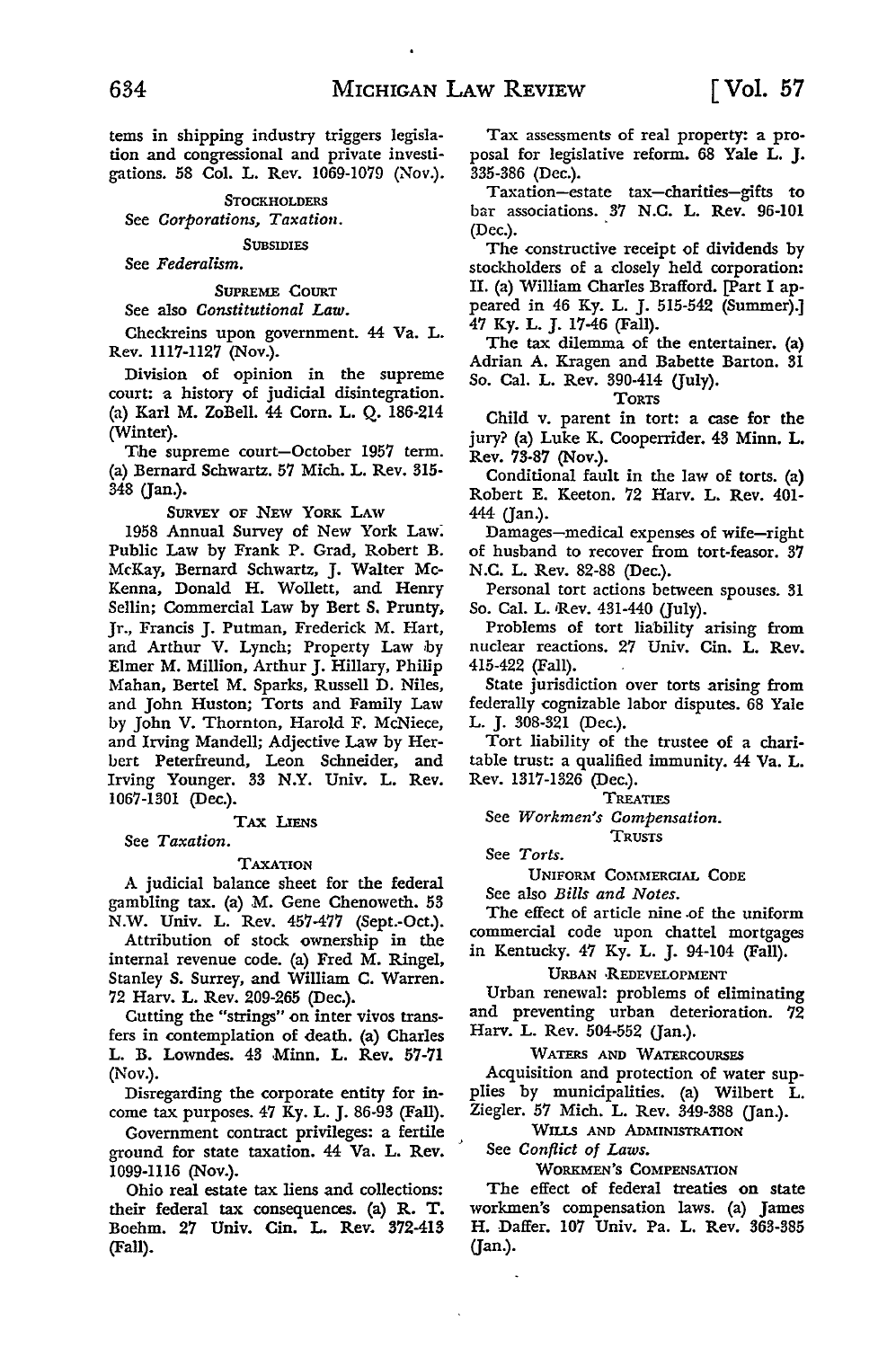tems in shipping industry triggers legislation and congressional and private investigations. 58 Col. L. Rev. 1069-1079 (Nov.).

STOCKHOLDERS

See *Corporations, Taxation.*

SUBSIDIES

See *Federalism.*

SUPREME COURT

See also *Constitutional Law.*

Checkreins upon government. 44 Va. L. Rev. 1117-1127 (Nov.).

Division of opinion in the supreme court: a history of judicial disintegration. (a) Karl M. ZoBell. 44 Corn. L. Q. 186-214 (Winter).

The supreme court—October 1957 term. (a) Bernard Schwartz. 57 Mich. L. Rev. 315-348 (Jan.).

SURVEY OF NEW YORK LAW

1958 Annual Survey of New York Law: Public Law by Frank P. Grad, Robert B. McKay, Bernard Schwartz, J. Walter McKenna, Donald H. Wollett, and Henry Sellin; Commercial Law by Bert S. Prunty, Jr., Francis J. Putman, Frederick M. Hart, and Arthur V. Lynch; Property Law by Elmer M. Million, Arthur J. Hillary, Philip Mahan, Bertel M. Sparks, Russell D. Niles, and John Huston; Torts and Family Law by John V. Thornton, Harold F. McNiece, and Irving Mandell; Adjective Law by Herbert Peterfreund, Leon Schneider, and Irving Younger. 33 N.Y. Univ. L. Rev. 1067-1301 (Dec.).

TAX LIENS

See *Taxation.*

TAXATION

A judicial balance sheet for the federal gambling tax. (a) M. Gene Chenoweth. 53 N.W. Univ. L. Rev. 457-477 (Sept.-Oct.).

Attribution of stock ownership in the internal revenue code. (a) Fred M. Ringel, Stanley S. Surrey, and William C. Warren. 72 Harv. L. Rev. 209-265 (Dec.).

Cutting the "strings" on inter vivos transfers in contemplation of death. (a) Charles L. B. Lowndes. 43 Minn. L. Rev. 57-71 (Nov.).

Disregarding the corporate entity for income tax purposes. 47 Ky. L. J. 86-93 (Fall).

Government contract privileges: a fertile ground for state taxation. 44 Va. L. Rev. 1099-1116 (Nov.).

Ohio real estate tax liens and collections: their federal tax consequences. (a) R. T. Boehm. 27 Univ. Cin. L. Rev. 372-413 (Fall).

Tax assessments of real property: a proposal for legislative reform. 68 Yale L. J. 335-386 (Dec.).

Taxation—estate tax—charities—gifts to bar associations. 37 N.C. L. Rev. 96-101 (Dec.).

The constructive receipt of dividends by stockholders of a closely held corporation: II. (a) William Charles Brafford. [Part I appeared in 46 Ky. L. J. 515-542 (Summer).] 47 Ky. L. J. 17-46 (Fall).

The tax dilemma of the entertainer. (a) Adrian A. Kragen and Babette Barton. 31 So. Cal. L. Rev. 390-414 (July).

TORTS

Child v. parent in tort: a case for the jury? (a) Luke K. Cooperrider. 43 Minn. L. Rev. 73-87 (Nov.).

Conditional fault in the law of torts. (a) Robert E. Keeton. 72 Harv. L. Rev. 401-444 (Jan.).

Damages—medical expenses of wife—right of husband to recover from tort-feasor. 37 N.C. L. Rev. 82-88 (Dec.).

Personal tort actions between spouses. 31 So. Cal. L. Rev. 431-440 (July).

Problems of tort liability arising from nuclear reactions. 27 Univ. Cin. L. Rev. 415-422 (Fall).

State jurisdiction over torts arising from federally cognizable labor disputes. 68 Yale L. J. 308-321 (Dec.).

Tort liability of the trustee of a charitable trust: a qualified immunity. 44 Va. L. Rev. 1317-1326 (Dec.).

TREATIES

See *Workmen's Compensation.*

TRUSTS

See *Torts.*

UNIFORM COMMERCIAL CODE

See also *Bills and Notes.*

The effect of article nine of the uniform commercial code upon chattel mortgages in Kentucky. 47 Ky. L. J. 94-104 (Fall).

URBAN REDEVELOPMENT

Urban renewal: problems of eliminating and preventing urban deterioration. 72 Harv. L. Rev. 504-552 (Jan.).

WATERS AND WATERCOURSES

Acquisition and protection of water supplies by municipalities. (a) Wilbert L. Ziegler. 57 Mich. L. Rev. 349-388 (Jan.).

WILLS AND ADMINISTRATION

See *Conflict of Laws.*

WORKMEN'S COMPENSATION

The effect of federal treaties on state workmen's compensation laws. (a) James H. Daffer. 107 Univ. Pa. L. Rev. 363-385 (Jan.).